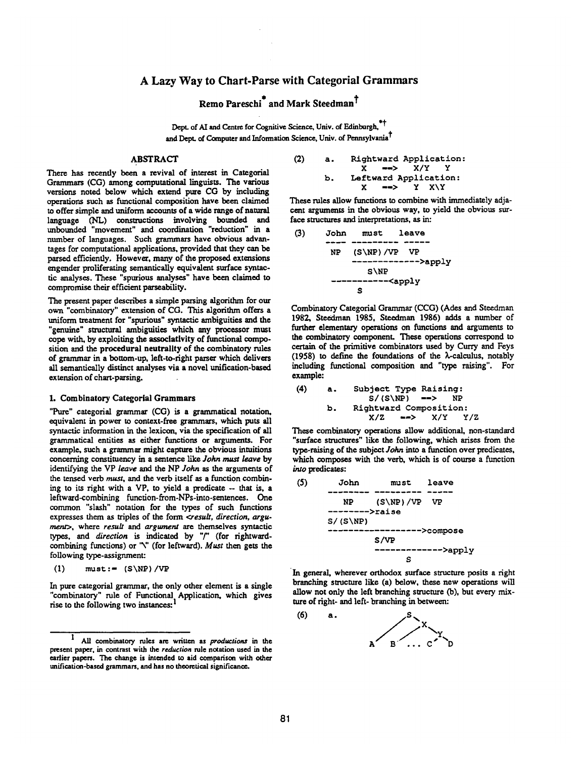# A Lazy Way to Chart-Parse with Categorial Grammars

**Remo Pareschi[*] and Mark Steedman[†]**

Dept. of AI and Centre for Cognitive Science, Univ. of Edinburgh,[*†]
and Dept. of Computer and Information Science, Univ. of Pennsylvania[†]

## ABSTRACT

There has recently been a revival of interest in Categorial Grammars (CG) among computational linguists. The various versions noted below which extend pure CG by including operations such as functional composition have been claimed to offer simple and uniform accounts of a wide range of natural language (NL) constructions involving bounded and unbounded "movement" and coordination "reduction" in a number of languages. Such grammars have obvious advantages for computational applications, provided that they can be parsed efficiently. However, many of the proposed extensions engender proliferating semantically equivalent surface syntactic analyses. These "spurious analyses" have been claimed to compromise their efficient parseability.

The present paper describes a simple parsing algorithm for our own "combinatory" extension of CG. This algorithm offers a uniform treatment for "spurious" syntactic ambiguities and the "genuine" structural ambiguities which any processor must cope with, by exploiting the **associativity** of functional composition and the **procedural neutrality** of the combinatory rules of grammar in a bottom-up, left-to-right parser which delivers all semantically distinct analyses via a novel unification-based extension of chart-parsing.

## 1. Combinatory Categorial Grammars

"Pure" categorial grammar (CG) is a grammatical notation, equivalent in power to context-free grammars, which puts all syntactic information in the lexicon, via the specification of all grammatical entities as either functions or arguments. For example, such a grammar might capture the obvious intuitions concerning constituency in a sentence like *John must leave* by identifying the VP *leave* and the NP *John* as the arguments of the tensed verb *must*, and the verb itself as a function combining to its right with a VP, to yield a predicate -- that is, a leftward-combining function-from-NPs-into-sentences. One common "slash" notation for the types of such functions expresses them as triples of the form *<result, direction, argument>*, where *result* and *argument* are themselves syntactic types, and *direction* is indicated by "/" (for rightward-combining functions) or "\" (for leftward). *Must* then gets the following type-assignment:

```
(1)    must:= (S\NP)/VP
```

In pure categorial grammar, the only other element is a single "combinatory" rule of Functional Application, which gives rise to the following two instances:[1]

```
(2)    a.   Rightward Application:
              X   -->   X/Y   Y
       b.   Leftward Application:
              X   -->   Y   X\Y
```

These rules allow functions to combine with immediately adjacent arguments in the obvious way, to yield the obvious surface structures and interpretations, as in:

```
(3)    John     must      leave
       ----   ---------   -----
        NP    (S\NP)/VP    VP
              ------------->apply
                   S\NP
       ------------<apply
             S
```

Combinatory Categorial Grammar (CCG) (Ades and Steedman 1982, Steedman 1985, Steedman 1986) adds a number of further elementary operations on functions and arguments to the combinatory component. These operations correspond to certain of the primitive combinators used by Curry and Feys (1958) to define the foundations of the λ-calculus, notably including functional composition and "type raising". For example:

```
(4)    a.   Subject Type Raising:
              S/(S\NP)   -->   NP
       b.   Rightward Composition:
              X/Z   -->   X/Y   Y/Z
```

These combinatory operations allow additional, non-standard "surface structures" like the following, which arises from the type-raising of the subject *John* into a function over predicates, which composes with the verb, which is of course a function *into* predicates:

```
(5)    John          must       leave
       --------   ---------   -----
          NP      (S\NP)/VP    VP
       -------->raise
       S/(S\NP)
       ------------------>compose
                S/VP
                -------------->apply
                        S
```

In general, wherever orthodox surface structure posits a right branching structure like (a) below, these new operations will allow not only the left branching structure (b), but every mixture of right- and left- branching in between:

```
(6)    a.          S
                 /   \
                /     X
               /     / \
              /     /   Y
             /     /   / \
            A     B ... C   D
```

[1] All combinatory rules are written as *productions* in the present paper, in contrast with the *reduction* rule notation used in the earlier papers. The change is intended to aid comparison with other unification-based grammars, and has no theoretical significance.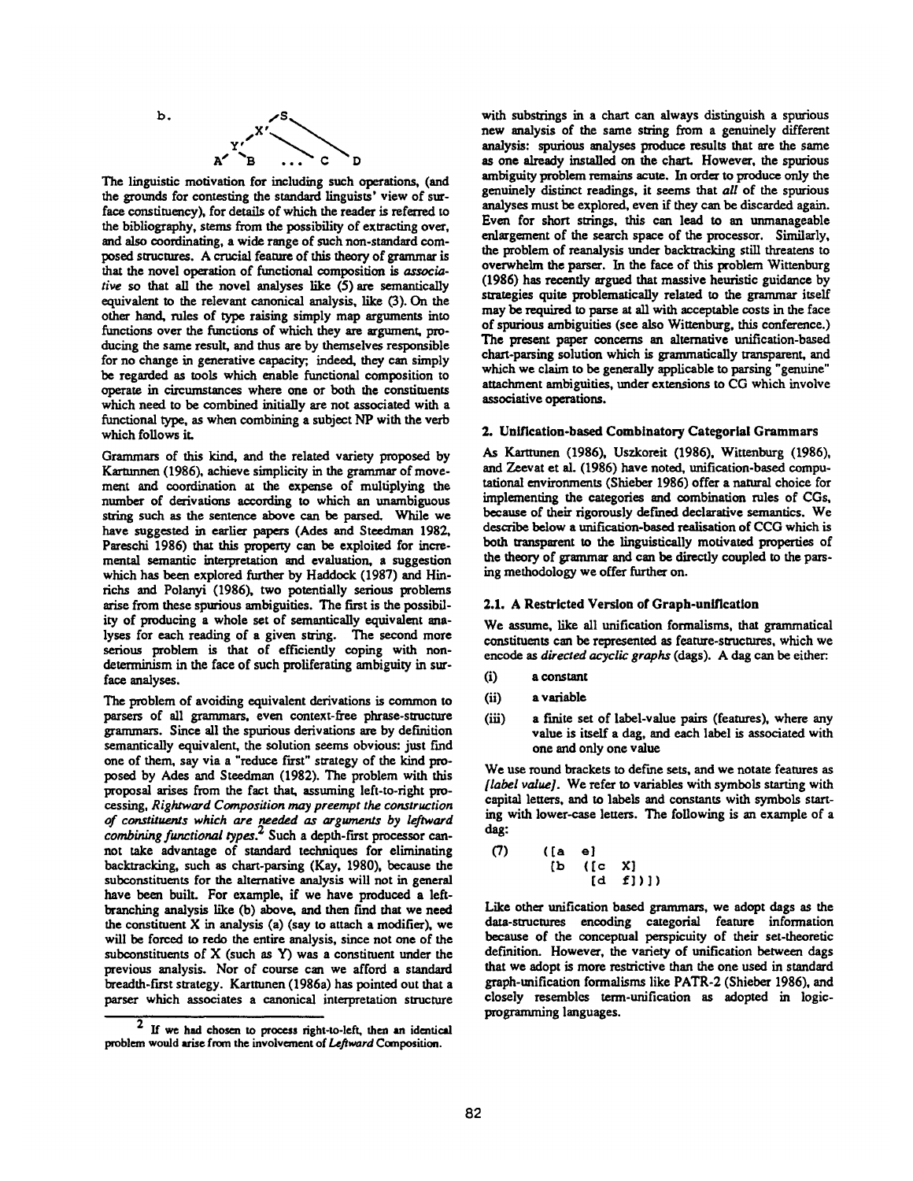b.

```
        S
      X'
    Y'
  A'  B  ...  C   D
```

The linguistic motivation for including such operations, (and the grounds for contesting the standard linguists' view of surface constituency), for details of which the reader is referred to the bibliography, stems from the possibility of extracting over, and also coordinating, a wide range of such non-standard composed structures. A crucial feature of this theory of grammar is that the novel operation of functional composition is *associative* so that all the novel analyses like (5) are semantically equivalent to the relevant canonical analysis, like (3). On the other hand, rules of type raising simply map arguments into functions over the functions of which they are argument, producing the same result, and thus are by themselves responsible for no change in generative capacity; indeed, they can simply be regarded as tools which enable functional composition to operate in circumstances where one or both the constituents which need to be combined initially are not associated with a functional type, as when combining a subject NP with the verb which follows it.

Grammars of this kind, and the related variety proposed by Kartunnen (1986), achieve simplicity in the grammar of movement and coordination at the expense of multiplying the number of derivations according to which an unambiguous string such as the sentence above can be parsed. While we have suggested in earlier papers (Ades and Steedman 1982, Pareschi 1986) that this property can be exploited for incremental semantic interpretation and evaluation, a suggestion which has been explored further by Haddock (1987) and Hinrichs and Polanyi (1986), two potentially serious problems arise from these spurious ambiguities. The first is the possibility of producing a whole set of semantically equivalent analyses for each reading of a given string. The second more serious problem is that of efficiently coping with non-determinism in the face of such proliferating ambiguity in surface analyses.

The problem of avoiding equivalent derivations is common to parsers of all grammars, even context-free phrase-structure grammars. Since all the spurious derivations are by definition semantically equivalent, the solution seems obvious: just find one of them, say via a "reduce first" strategy of the kind proposed by Ades and Steedman (1982). The problem with this proposal arises from the fact that, assuming left-to-right processing, *Rightward Composition may preempt the construction of constituents which are needed as arguments by leftward combining functional types.*[2] Such a depth-first processor cannot take advantage of standard techniques for eliminating backtracking, such as chart-parsing (Kay, 1980), because the subconstituents for the alternative analysis will not in general have been built. For example, if we have produced a left-branching analysis like (b) above, and then find that we need the constituent X in analysis (a) (say to attach a modifier), we will be forced to redo the entire analysis, since not one of the subconstituents of X (such as Y) was a constituent under the previous analysis. Nor of course can we afford a standard breadth-first strategy. Karttunen (1986a) has pointed out that a parser which associates a canonical interpretation structure with substrings in a chart can always distinguish a spurious new analysis of the same string from a genuinely different analysis: spurious analyses produce results that are the same as one already installed on the chart. However, the spurious ambiguity problem remains acute. In order to produce only the genuinely distinct readings, it seems that *all* of the spurious analyses must be explored, even if they can be discarded again. Even for short strings, this can lead to an unmanageable enlargement of the search space of the processor. Similarly, the problem of reanalysis under backtracking still threatens to overwhelm the parser. In the face of this problem Wittenburg (1986) has recently argued that massive heuristic guidance by strategies quite problematically related to the grammar itself may be required to parse at all with acceptable costs in the face of spurious ambiguities (see also Wittenburg, this conference.) The present paper concerns an alternative unification-based chart-parsing solution which is grammatically transparent, and which we claim to be generally applicable to parsing "genuine" attachment ambiguities, under extensions to CG which involve associative operations.

[2] If we had chosen to process right-to-left, then an identical problem would arise from the involvement of *Leftward* Composition.

## 2. Unification-based Combinatory Categorial Grammars

As Karttunen (1986), Uszkoreit (1986), Wittenburg (1986), and Zeevat et al. (1986) have noted, unification-based computational environments (Shieber 1986) offer a natural choice for implementing the categories and combination rules of CGs, because of their rigorously defined declarative semantics. We describe below a unification-based realisation of CCG which is both transparent to the linguistically motivated properties of the theory of grammar and can be directly coupled to the parsing methodology we offer further on.

### 2.1. A Restricted Version of Graph-unification

We assume, like all unification formalisms, that grammatical constituents can be represented as feature-structures, which we encode as *directed acyclic graphs* (dags). A dag can be either:

(i) a constant

(ii) a variable

(iii) a finite set of label-value pairs (features), where any value is itself a dag, and each label is associated with one and only one value

We use round brackets to define sets, and we notate features as *[label value]*. We refer to variables with symbols starting with capital letters, and to labels and constants with symbols starting with lower-case letters. The following is an example of a dag:

```
(7)    ([a  e]
        [b  ([c  X]
             [d  f])])
```

Like other unification based grammars, we adopt dags as the data-structures encoding categorial feature information because of the conceptual perspicuity of their set-theoretic definition. However, the variety of unification between dags that we adopt is more restrictive than the one used in standard graph-unification formalisms like PATR-2 (Shieber 1986), and closely resembles term-unification as adopted in logic-programming languages.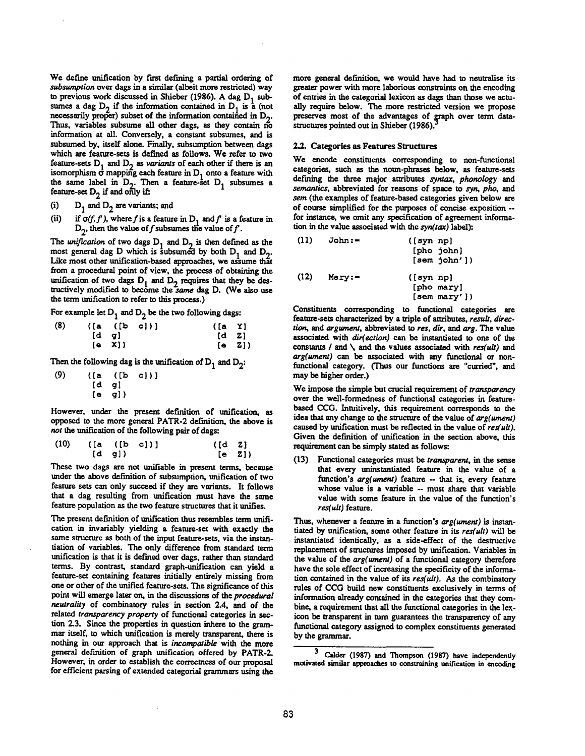We define unification by first defining a partial ordering of *subsumption* over dags in a similar (albeit more restricted) way to previous work discussed in Shieber (1986). A dag $D_1$ subsumes a dag $D_2$ if the information contained in $D_1$ is a (not necessarily proper) subset of the information contained in $D_2$. Thus, variables subsume all other dags, as they contain no information at all. Conversely, a constant subsumes, and is subsumed by, itself alone. Finally, subsumption between dags which are feature-sets is defined as follows. We refer to two feature-sets $D_1$ and $D_2$ as *variants* of each other if there is an isomorphism $\sigma$ mapping each feature in $D_1$ onto a feature with the same label in $D_2$. Then a feature-set $D_1$ subsumes a feature-set $D_2$ if and only if:

(i) $D_1$ and $D_2$ are variants; and

(ii) if $\sigma(f, f')$, where $f$ is a feature in $D_1$ and $f'$ is a feature in $D_2$, then the value of $f$ subsumes the value of $f'$.

The *unification* of two dags $D_1$ and $D_2$ is then defined as the most general dag D which is subsumed by both $D_1$ and $D_2$. Like most other unification-based approaches, we assume that from a procedural point of view, the process of obtaining the unification of two dags $D_1$ and $D_2$ requires that they be destructively modified to become the *same* dag D. (We also use the term unification to refer to this process.)

For example let $D_1$ and $D_2$ be the two following dags:

```
(8)    ([a  ([b  c])]          ([a  Y]
        [d  g]                  [d  Z]
        [e  X])                 [e  Z])
```

Then the following dag is the unification of $D_1$ and $D_2$:

```
(9)    ([a  ([b  c])]
        [d  g]
        [e  g])
```

However, under the present definition of unification, as opposed to the more general PATR-2 definition, the above is *not* the unification of the following pair of dags:

```
(10)   ([a  ([b  c])]          ([d  Z]
        [d  g])                 [e  Z])
```

These two dags are not unifiable in present terms, because under the above definition of subsumption, unification of two feature sets can only succeed if they are variants. It follows that a dag resulting from unification must have the same feature population as the two feature structures that it unifies.

The present definition of unification thus resembles term unification in invariably yielding a feature-set with exactly the same structure as both of the input feature-sets, via the instantiation of variables. The only difference from standard term unification is that it is defined over dags, rather than standard terms. By contrast, standard graph-unification can yield a feature-set containing features initially entirely missing from one or other of the unified feature-sets. The significance of this point will emerge later on, in the discussions of the *procedural neutrality* of combinatory rules in section 2.4, and of the related *transparency property* of functional categories in section 2.3. Since the properties in question inhere to the grammar itself, to which unification is merely transparent, there is nothing in our approach that is *incompatible* with the more general definition of graph unification offered by PATR-2. However, in order to establish the correctness of our proposal for efficient parsing of extended categorial grammars using the more general definition, we would have had to neutralise its greater power with more laborious constraints on the encoding of entries in the categorial lexicon as dags than those we actually require below. The more restricted version we propose preserves most of the advantages of graph over term datastructures pointed out in Shieber (1986).[3]

## 2.2. Categories as Features Structures

We encode constituents corresponding to non-functional categories, such as the noun-phrases below, as feature-sets defining the three major attributes *syntax*, *phonology* and *semantics*, abbreviated for reasons of space to *syn*, *pho*, and *sem* (the examples of feature-based categories given below are of course simplified for the purposes of concise exposition -- for instance, we omit any specification of agreement information in the value associated with the *syn(tax)* label):

```
(11)   John:=        ([syn np]
                      [pho john]
                      [sem john'])

(12)   Mary:=        ([syn np]
                      [pho mary]
                      [sem mary'])
```

Constituents corresponding to functional categories are feature-sets characterized by a triple of attributes, *result*, *direction*, and *argument*, abbreviated to *res*, *dir*, and *arg*. The value associated with *dir(ection)* can be instantiated to one of the constants / and \ and the values associated with *res(ult)* and *arg(ument)* can be associated with any functional or non-functional category. (Thus our functions are "curried", and may be higher order.)

We impose the simple but crucial requirement of *transparency* over the well-formedness of functional categories in feature-based CCG. Intuitively, this requirement corresponds to the idea that any change to the structure of the value of *arg(ument)* caused by unification must be reflected in the value of *res(ult)*. Given the definition of unification in the section above, this requirement can be simply stated as follows:

(13) Functional categories must be *transparent*, in the sense that every uninstantiated feature in the value of a function's *arg(ument)* feature -- that is, every feature whose value is a variable -- must share that variable value with some feature in the value of the function's *res(ult)* feature.

Thus, whenever a feature in a function's *arg(ument)* is instantiated by unification, some other feature in its *res(ult)* will be instantiated identically, as a side-effect of the destructive replacement of structures imposed by unification. Variables in the value of the *arg(ument)* of a functional category therefore have the sole effect of increasing the specificity of the information contained in the value of its *res(ult)*. As the combinatory rules of CCG build new constituents exclusively in terms of information already contained in the categories that they combine, a requirement that all the functional categories in the lexicon be transparent in turn guarantees the transparency of any functional category assigned to complex constituents generated by the grammar.

[3] Calder (1987) and Thompson (1987) have independently motivated similar approaches to constraining unification in encoding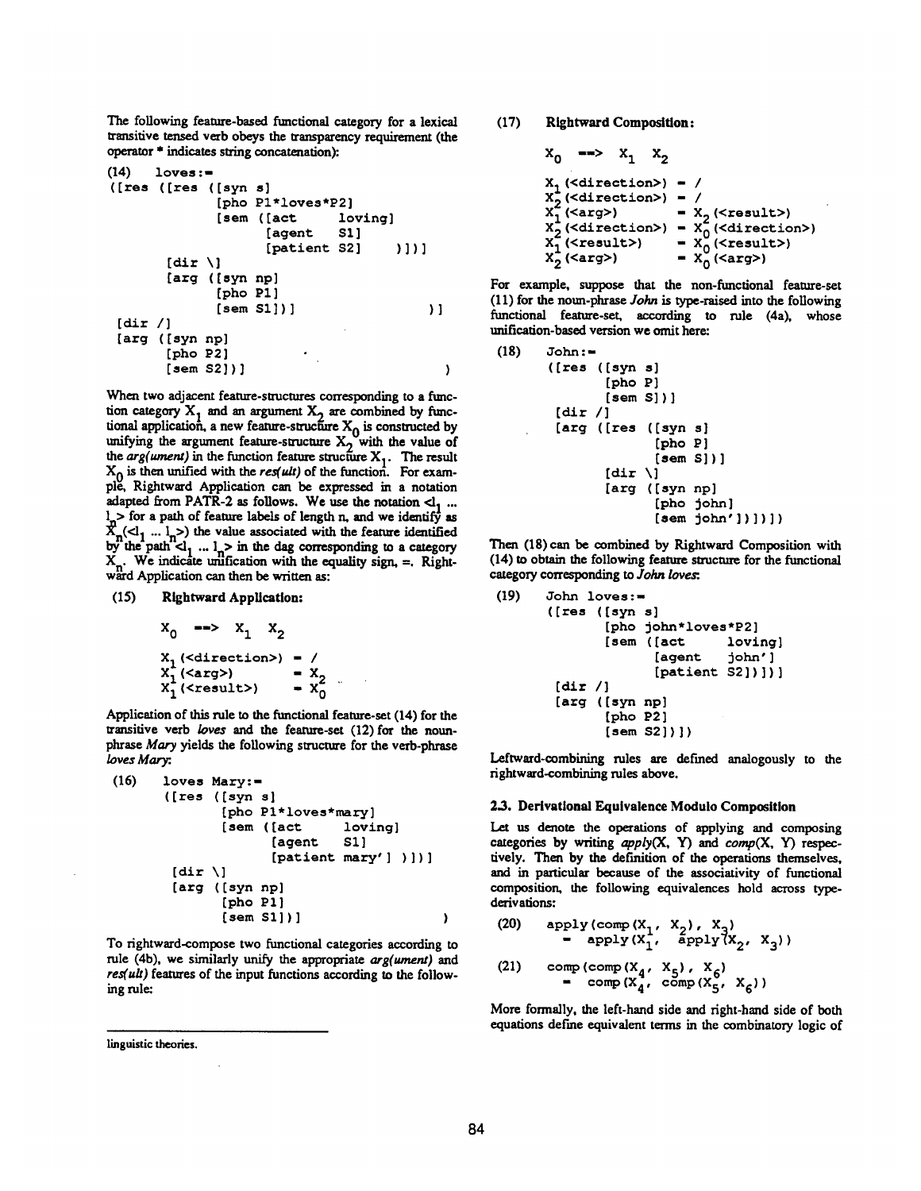The following feature-based functional category for a lexical transitive tensed verb obeys the transparency requirement (the operator * indicates string concatenation):

(14)
```
loves:=
([res ([res ([syn s]
             [pho P1*loves*P2]
             [sem ([act      loving]
                   [agent    S1]
                   [patient  S2]      )])]
       [dir \]
       [arg ([syn np]
             [pho P1]
             [sem S1])]                    )]
 [dir /]
 [arg ([syn np]
       [pho P2]
       [sem S2])]                                )
```

When two adjacent feature-structures corresponding to a function category $X_1$ and an argument $X_2$ are combined by functional application, a new feature-structure $X_0$ is constructed by unifying the argument feature-structure $X_2$ with the value of the *arg(ument)* in the function feature structure $X_1$. The result $X_0$ is then unified with the *res(ult)* of the function. For example, Rightward Application can be expressed in a notation adapted from PATR-2 as follows. We use the notation $\langle l_1 \ldots l_n \rangle$ for a path of feature labels of length n, and we identify as $X_n(\langle l_1 \ldots l_n \rangle)$ the value associated with the feature identified by the path $\langle l_1 \ldots l_n \rangle$ in the dag corresponding to a category $X_n$. We indicate unification with the equality sign, =. Rightward Application can then be written as:

(15) **Rightward Application:**

$$X_0 \;\texttt{==>}\; X_1 \;\; X_2$$

```
X1(<direction>) = /
X1(<arg>)       = X2
X1(<result>)    = X0
```

Application of this rule to the functional feature-set (14) for the transitive verb *loves* and the feature-set (12) for the noun-phrase *Mary* yields the following structure for the verb-phrase *loves Mary*:

(16)
```
loves Mary:=
([res ([syn s]
       [pho P1*loves*mary]
       [sem ([act      loving]
             [agent    S1]
             [patient mary'] )])]
 [dir \]
 [arg ([syn np]
       [pho P1]
       [sem S1])]                          )
```

To rightward-compose two functional categories according to rule (4b), we similarly unify the appropriate *arg(ument)* and *res(ult)* features of the input functions according to the following rule:

linguistic theories.

(17) **Rightward Composition:**

$$X_0 \;\texttt{==>}\; X_1 \;\; X_2$$

```
X1(<direction>) = /
X2(<direction>) = /
X1(<arg>)       = X2(<result>)
X2(<direction>) = X0(<direction>)
X1(<result>)    = X0(<result>)
X2(<arg>)       = X0(<arg>)
```

For example, suppose that the non-functional feature-set (11) for the noun-phrase *John* is type-raised into the following functional feature-set, according to rule (4a), whose unification-based version we omit here:

(18)
```
John:=
([res ([syn s]
       [pho P]
       [sem S])]
 [dir /]
 [arg ([res ([syn s]
             [pho P]
             [sem S])]
       [dir \]
       [arg ([syn np]
             [pho john]
             [sem john'])])])
```

Then (18) can be combined by Rightward Composition with (14) to obtain the following feature structure for the functional category corresponding to *John loves*:

(19)
```
John loves:=
([res ([syn s]
       [pho john*loves*P2]
       [sem ([act      loving]
             [agent    john']
             [patient  S2])])]
 [dir /]
 [arg ([syn np]
       [pho P2]
       [sem S2])])
```

Leftward-combining rules are defined analogously to the rightward-combining rules above.

### 2.3. Derivational Equivalence Modulo Composition

Let us denote the operations of applying and composing categories by writing *apply*(X, Y) and *comp*(X, Y) respectively. Then by the definition of the operations themselves, and in particular because of the associativity of functional composition, the following equivalences hold across type-derivations:

(20) $\text{apply}(\text{comp}(X_1, X_2), X_3) = \text{apply}(X_1, \text{apply}(X_2, X_3))$

(21) $\text{comp}(\text{comp}(X_4, X_5), X_6) = \text{comp}(X_4, \text{comp}(X_5, X_6))$

More formally, the left-hand side and right-hand side of both equations define equivalent terms in the combinatory logic of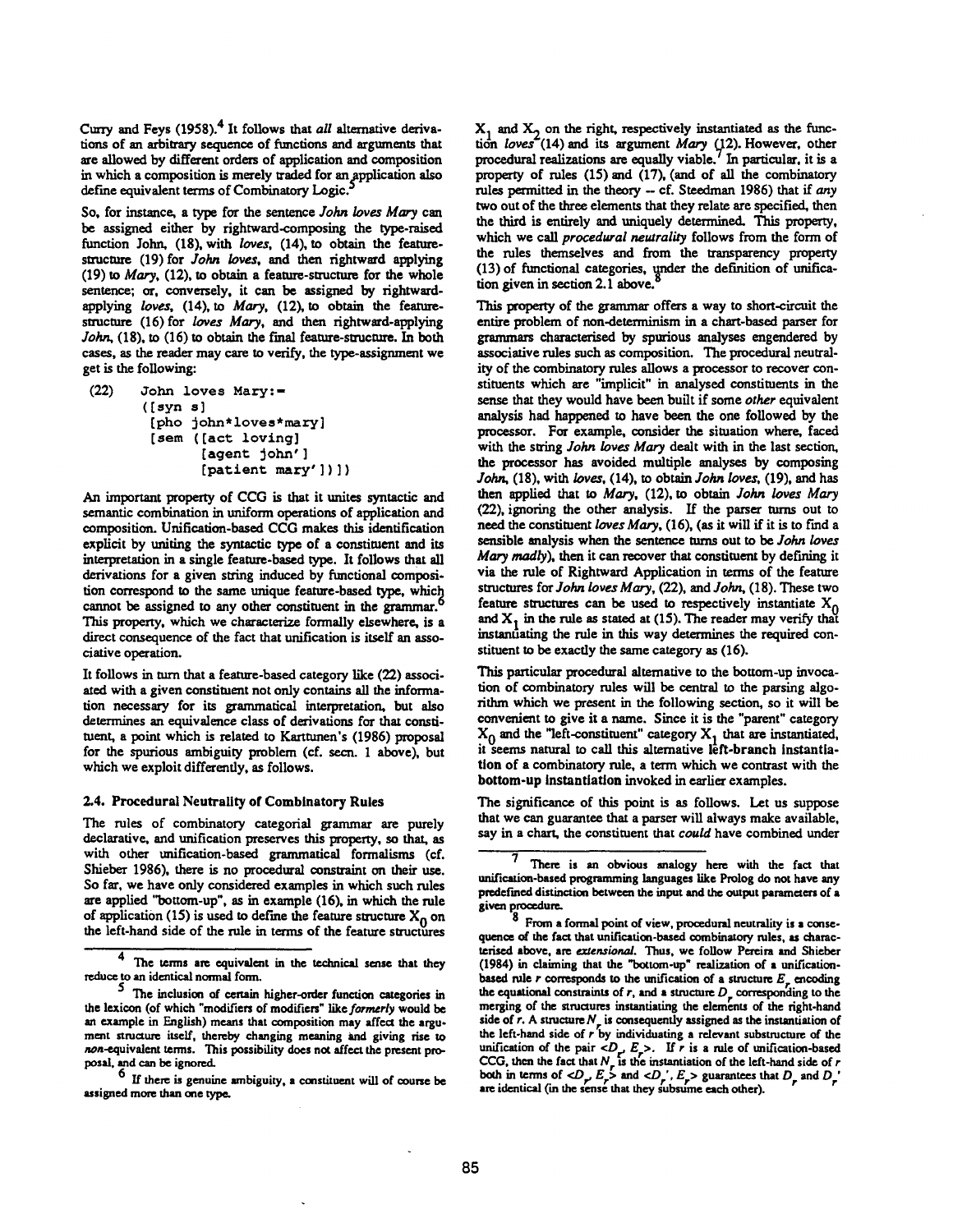Curry and Feys (1958).[4] It follows that *all* alternative derivations of an arbitrary sequence of functions and arguments that are allowed by different orders of application and composition in which a composition is merely traded for an application also define equivalent terms of Combinatory Logic.[5]

So, for instance, a type for the sentence *John loves Mary* can be assigned either by rightward-composing the type-raised function John, (18), with *loves*, (14), to obtain the feature-structure (19) for *John loves*, and then rightward applying (19) to *Mary*, (12), to obtain a feature-structure for the whole sentence; or, conversely, it can be assigned by rightward-applying *loves*, (14), to *Mary*, (12), to obtain the feature-structure (16) for *loves Mary*, and then rightward-applying *John*, (18), to (16) to obtain the final feature-structure. In both cases, as the reader may care to verify, the type-assignment we get is the following:

```
(22)   John loves Mary:-
       ([syn s]
        [pho john*loves*mary]
        [sem ([act loving]
              [agent john']
              [patient mary'])])
```

An important property of CCG is that it unites syntactic and semantic combination in uniform operations of application and composition. Unification-based CCG makes this identification explicit by uniting the syntactic type of a constituent and its interpretation in a single feature-based type. It follows that all derivations for a given string induced by functional composition correspond to the same unique feature-based type, which cannot be assigned to any other constituent in the grammar.[6] This property, which we characterize formally elsewhere, is a direct consequence of the fact that unification is itself an associative operation.

It follows in turn that a feature-based category like (22) associated with a given constituent not only contains all the information necessary for its grammatical interpretation, but also determines an equivalence class of derivations for that constituent, a point which is related to Karttunen's (1986) proposal for the spurious ambiguity problem (cf. secn. 1 above), but which we exploit differently, as follows.

### 2.4. Procedural Neutrality of Combinatory Rules

The rules of combinatory categorial grammar are purely declarative, and unification preserves this property, so that, as with other unification-based grammatical formalisms (cf. Shieber 1986), there is no procedural constraint on their use. So far, we have only considered examples in which such rules are applied "bottom-up", as in example (16), in which the rule of application (15) is used to define the feature structure $X_0$ on the left-hand side of the rule in terms of the feature structures $X_1$ and $X_2$ on the right, respectively instantiated as the function *loves* (14) and its argument *Mary* (12). However, other procedural realizations are equally viable.[7] In particular, it is a property of rules (15) and (17), (and of all the combinatory rules permitted in the theory -- cf. Steedman 1986) that if *any* two out of the three elements that they relate are specified, then the third is entirely and uniquely determined. This property, which we call *procedural neutrality* follows from the form of the rules themselves and from the transparency property (13) of functional categories, under the definition of unification given in section 2.1 above.[8]

This property of the grammar offers a way to short-circuit the entire problem of non-determinism in a chart-based parser for grammars characterised by spurious analyses engendered by associative rules such as composition. The procedural neutrality of the combinatory rules allows a processor to recover constituents which are "implicit" in analysed constituents in the sense that they would have been built if some *other* equivalent analysis had happened to have been the one followed by the processor. For example, consider the situation where, faced with the string *John loves Mary* dealt with in the last section, the processor has avoided multiple analyses by composing *John*, (18), with *loves*, (14), to obtain *John loves*, (19), and has then applied that to *Mary*, (12), to obtain *John loves Mary* (22), ignoring the other analysis. If the parser turns out to need the constituent *loves Mary*, (16), (as it will if it is to find a sensible analysis when the sentence turns out to be *John loves Mary madly*), then it can recover that constituent by defining it via the rule of Rightward Application in terms of the feature structures for *John loves Mary*, (22), and *John*, (18). These two feature structures can be used to respectively instantiate $X_0$ and $X_1$ in the rule as stated at (15). The reader may verify that instantiating the rule in this way determines the required constituent to be exactly the same category as (16).

This particular procedural alternative to the bottom-up invocation of combinatory rules will be central to the parsing algorithm which we present in the following section, so it will be convenient to give it a name. Since it is the "parent" category $X_0$ and the "left-constituent" category $X_1$ that are instantiated, it seems natural to call this alternative **left-branch instantiation** of a combinatory rule, a term which we contrast with the **bottom-up instantiation** invoked in earlier examples.

The significance of this point is as follows. Let us suppose that we can guarantee that a parser will always make available, say in a chart, the constituent that *could* have combined under

---

[4] The terms are equivalent in the technical sense that they reduce to an identical normal form.

[5] The inclusion of certain higher-order function categories in the lexicon (of which "modifiers of modifiers" like *formerly* would be an example in English) means that composition may affect the argument structure itself, thereby changing meaning and giving rise to *non*-equivalent terms. This possibility does not affect the present proposal, and can be ignored.

[6] If there is genuine ambiguity, a constituent will of course be assigned more than one type.

[7] There is an obvious analogy here with the fact that unification-based programming languages like Prolog do not have any predefined distinction between the input and the output parameters of a given procedure.

[8] From a formal point of view, procedural neutrality is a consequence of the fact that unification-based combinatory rules, as characterised above, are *extensional*. Thus, we follow Pereira and Shieber (1984) in claiming that the "bottom-up" realization of a unification-based rule $r$ corresponds to the unification of a structure $E_r$ encoding the equational constraints of $r$, and a structure $D_r$ corresponding to the merging of the structures instantiating the elements of the right-hand side of $r$. A structure $N_r$ is consequently assigned as the instantiation of the left-hand side of $r$ by individuating a relevant substructure of the unification of the pair $<D_r, E_r>$. If $r$ is a rule of unification-based CCG, then the fact that $N_r$ is the instantiation of the left-hand side of $r$ both in terms of $<D_r, E_r>$ and $<D_r', E_r>$ guarantees that $D_r$ and $D_r'$ are identical (in the sense that they subsume each other).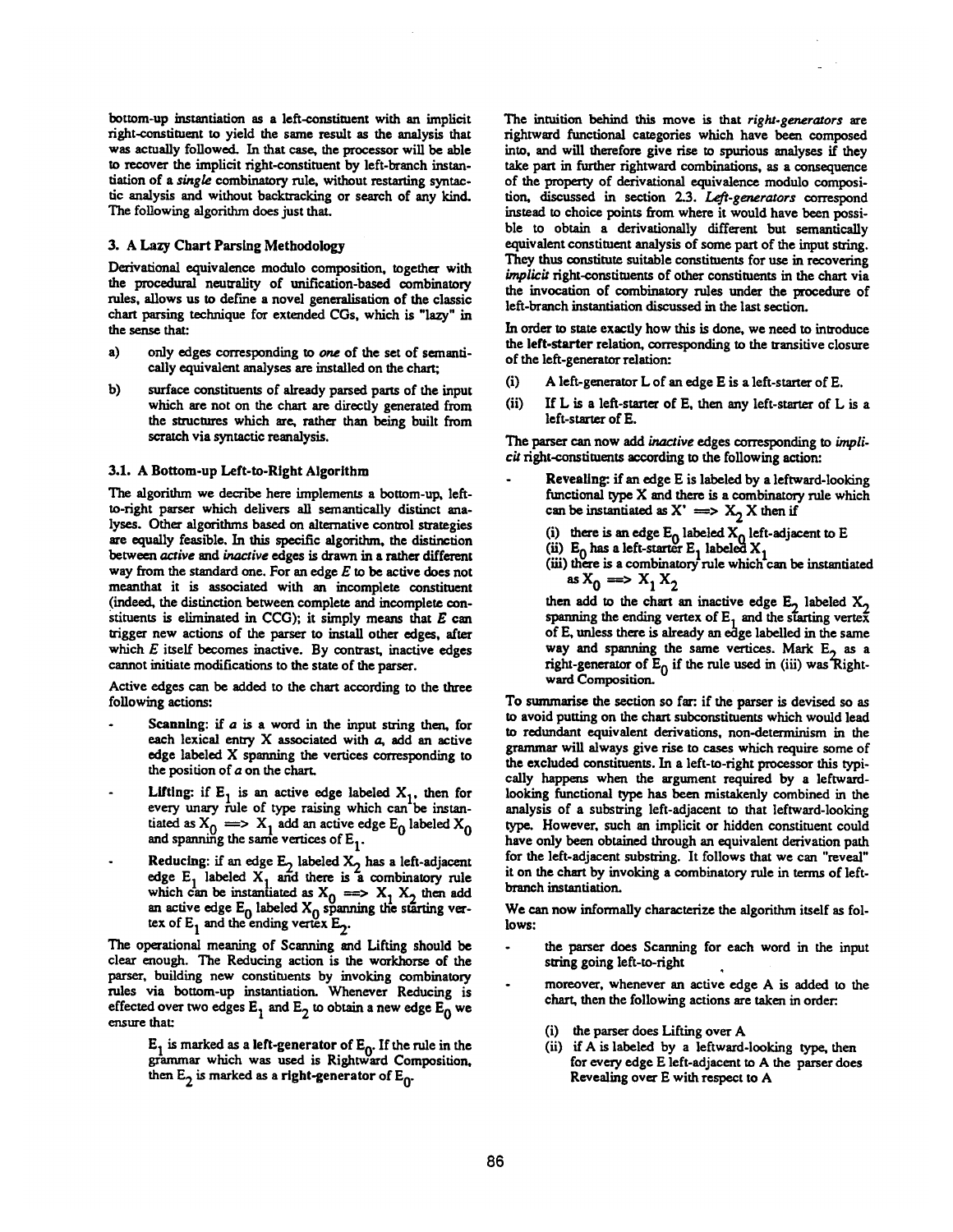bottom-up instantiation as a left-constituent with an implicit right-constituent to yield the same result as the analysis that was actually followed. In that case, the processor will be able to recover the implicit right-constituent by left-branch instantiation of a *single* combinatory rule, without restarting syntactic analysis and without backtracking or search of any kind. The following algorithm does just that.

## 3. A Lazy Chart Parsing Methodology

Derivational equivalence modulo composition, together with the procedural neutrality of unification-based combinatory rules, allows us to define a novel generalisation of the classic chart parsing technique for extended CGs, which is "lazy" in the sense that:

a) only edges corresponding to *one* of the set of semantically equivalent analyses are installed on the chart;

b) surface constituents of already parsed parts of the input which are not on the chart are directly generated from the structures which are, rather than being built from scratch via syntactic reanalysis.

### 3.1. A Bottom-up Left-to-Right Algorithm

The algorithm we decribe here implements a bottom-up, left-to-right parser which delivers all semantically distinct analyses. Other algorithms based on alternative control strategies are equally feasible. In this specific algorithm, the distinction between *active* and *inactive* edges is drawn in a rather different way from the standard one. For an edge *E* to be active does not meanthat it is associated with an incomplete constituent (indeed, the distinction between complete and incomplete constituents is eliminated in CCG); it simply means that *E* can trigger new actions of the parser to install other edges, after which *E* itself becomes inactive. By contrast, inactive edges cannot initiate modifications to the state of the parser.

Active edges can be added to the chart according to the three following actions:

- **Scanning**: if *a* is a word in the input string then, for each lexical entry X associated with *a*, add an active edge labeled X spanning the vertices corresponding to the position of *a* on the chart.

- **Lifting**: if $E_1$ is an active edge labeled $X_1$, then for every unary rule of type raising which can be instantiated as $X_0 \Longrightarrow X_1$ add an active edge $E_0$ labeled $X_0$ and spanning the same vertices of $E_1$.

- **Reducing**: if an edge $E_2$ labeled $X_2$ has a left-adjacent edge $E_1$ labeled $X_1$ and there is a combinatory rule which can be instantiated as $X_0 \Longrightarrow X_1\ X_2$ then add an active edge $E_0$ labeled $X_0$ spanning the starting vertex of $E_1$ and the ending vertex $E_2$.

The operational meaning of Scanning and Lifting should be clear enough. The Reducing action is the workhorse of the parser, building new constituents by invoking combinatory rules via bottom-up instantiation. Whenever Reducing is effected over two edges $E_1$ and $E_2$ to obtain a new edge $E_0$ we ensure that:

> $E_1$ is marked as a **left-generator of** $E_0$. If the rule in the grammar which was used is Rightward Composition, then $E_2$ is marked as a **right-generator of** $E_0$.

The intuition behind this move is that *right-generators* are rightward functional categories which have been composed into, and will therefore give rise to spurious analyses if they take part in further rightward combinations, as a consequence of the property of derivational equivalence modulo composition, discussed in section 2.3. *Left-generators* correspond instead to choice points from where it would have been possible to obtain a derivationally different but semantically equivalent constituent analysis of some part of the input string. They thus constitute suitable constituents for use in recovering *implicit* right-constituents of other constituents in the chart via the invocation of combinatory rules under the procedure of left-branch instantiation discussed in the last section.

In order to state exactly how this is done, we need to introduce the **left-starter** relation, corresponding to the transitive closure of the left-generator relation:

(i) A left-generator L of an edge E is a left-starter of E.

(ii) If L is a left-starter of E, then any left-starter of L is a left-starter of E.

The parser can now add *inactive* edges corresponding to *implicit* right-constituents according to the following action:

- **Revealing**: if an edge E is labeled by a leftward-looking functional type X and there is a combinatory rule which can be instantiated as $X' \Longrightarrow X_2\ X$ then if

  (i) there is an edge $E_0$ labeled $X_0$ left-adjacent to E
  (ii) $E_0$ has a left-starter $E_1$ labeled $X_1$
  (iii) there is a combinatory rule which can be instantiated as $X_0 \Longrightarrow X_1\ X_2$

  then add to the chart an inactive edge $E_2$ labeled $X_2$ spanning the ending vertex of $E_1$ and the starting vertex of E, unless there is already an edge labelled in the same way and spanning the same vertices. Mark $E_2$ as a right-generator of $E_0$ if the rule used in (iii) was Rightward Composition.

To summarise the section so far: if the parser is devised so as to avoid putting on the chart subconstituents which would lead to redundant equivalent derivations, non-determinism in the grammar will always give rise to cases which require some of the excluded constituents. In a left-to-right processor this typically happens when the argument required by a leftward-looking functional type has been mistakenly combined in the analysis of a substring left-adjacent to that leftward-looking type. However, such an implicit or hidden constituent could have only been obtained through an equivalent derivation path for the left-adjacent substring. It follows that we can "reveal" it on the chart by invoking a combinatory rule in terms of left-branch instantiation.

We can now informally characterize the algorithm itself as follows:

- the parser does Scanning for each word in the input string going left-to-right

- moreover, whenever an active edge A is added to the chart, then the following actions are taken in order:

  (i) the parser does Lifting over A
  (ii) if A is labeled by a leftward-looking type, then for every edge E left-adjacent to A the parser does Revealing over E with respect to A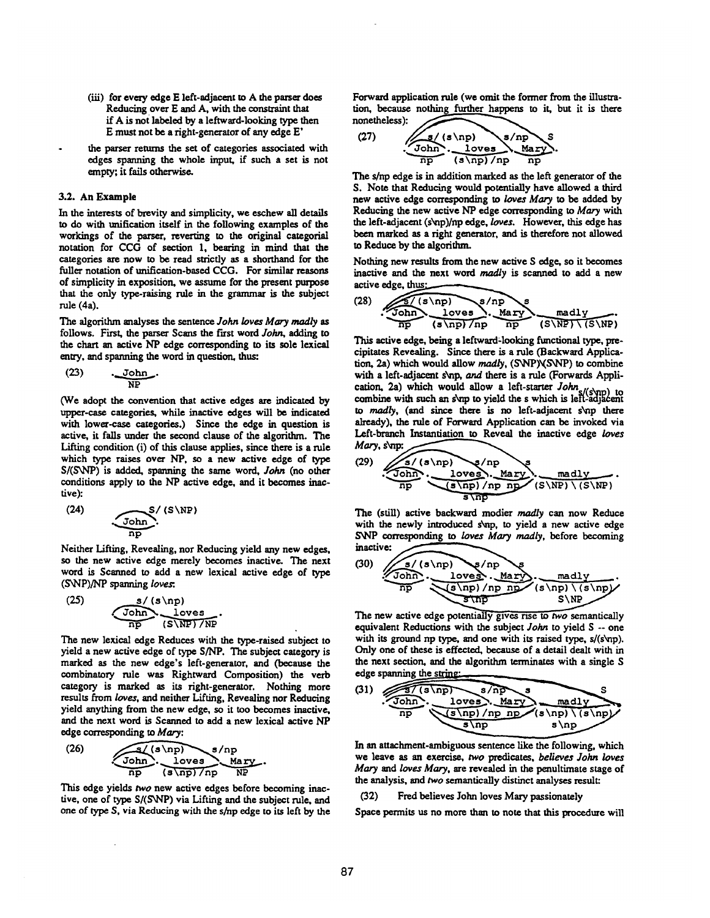(iii) for every edge E left-adjacent to A the parser does Reducing over E and A, with the constraint that if A is not labeled by a leftward-looking type then E must not be a right-generator of any edge E'

- the parser returns the set of categories associated with edges spanning the whole input, if such a set is not empty; it fails otherwise.

### 3.2. An Example

In the interests of brevity and simplicity, we eschew all details to do with unification itself in the following examples of the workings of the parser, reverting to the original categorial notation for CCG of section 1, bearing in mind that the categories are now to be read strictly as a shorthand for the fuller notation of unification-based CCG. For similar reasons of simplicity in exposition, we assume for the present purpose that the only type-raising rule in the grammar is the subject rule (4a).

The algorithm analyses the sentence *John loves Mary madly* as follows. First, the parser Scans the first word *John*, adding to the chart an active NP edge corresponding to its sole lexical entry, and spanning the word in question, thus:

(23) John: NP

(We adopt the convention that active edges are indicated by upper-case categories, while inactive edges will be indicated with lower-case categories.) Since the edge in question is active, it falls under the second clause of the algorithm. The Lifting condition (i) of this clause applies, since there is a rule which type raises over NP, so a new active edge of type S/(S\NP) is added, spanning the same word, *John* (no other conditions apply to the NP active edge, and it becomes inactive):

(24) John: np; S/(S\NP)

Neither Lifting, Revealing, nor Reducing yield any new edges, so the new active edge merely becomes inactive. The next word is Scanned to add a new lexical active edge of type (S\NP)/NP spanning *loves*:

(25) John: np; s/(s\np) — loves: (S\NP)/NP

The new lexical edge Reduces with the type-raised subject to yield a new active edge of type S/NP. The subject category is marked as the new edge's left-generator, and (because the combinatory rule was Rightward Composition) the verb category is marked as its right-generator. Nothing more results from *loves*, and neither Lifting, Revealing nor Reducing yield anything from the new edge, so it too becomes inactive, and the next word is Scanned to add a new lexical active NP edge corresponding to *Mary*:

(26) John: np; s/(s\np) — loves: (s\np)/np; s/np — Mary: NP

This edge yields *two* new active edges before becoming inactive, one of type S/(S\NP) via Lifting and the subject rule, and one of type S, via Reducing with the s/np edge to its left by the Forward application rule (we omit the former from the illustration, because nothing further happens to it, but it is there nonetheless):

(27) John: np; s/(s\np) — loves: (s\np)/np; s/np — Mary: np; S

The s/np edge is in addition marked as the left generator of the S. Note that Reducing would potentially have allowed a third new active edge corresponding to *loves Mary* to be added by Reducing the new active NP edge corresponding to *Mary* with the left-adjacent (s\np)/np edge, *loves*. However, this edge has been marked as a right generator, and is therefore not allowed to Reduce by the algorithm.

Nothing new results from the new active S edge, so it becomes inactive and the next word *madly* is scanned to add a new active edge, thus:

(28) John: np; s/(s\np) — loves: (s\np)/np; s/np — Mary: np; s — madly: (S\NP)\(S\NP)

This active edge, being a leftward-looking functional type, precipitates Revealing. Since there is a rule (Backward Application, 2a) which would allow *madly*, (S\NP)\(S\NP) to combine with a left-adjacent s\np, *and* there is a rule (Forwards Application, 2a) which would allow a left-starter $John_{s/(s\backslash np)}$ to combine with such an s\np to yield the s which is left-adjacent to *madly*, (and since there is no left-adjacent s\np there already), the rule of Forward Application can be invoked via Left-branch Instantiation to Reveal the inactive edge *loves Mary*, s\np:

(29) John: np; s/(s\np) — loves: (s\np)/np; s/np — Mary: np; s — loves Mary: s\np — madly: (S\NP)\(S\NP)

The (still) active backward modier *madly* can now Reduce with the newly introduced s\np, to yield a new active edge S\NP corresponding to *loves Mary madly*, before becoming inactive:

(30) John: np; s/(s\np) — loves: (s\np)/np; s/np — Mary: np; s — loves Mary: s\np — madly: (s\np)\(s\np); loves Mary madly: S\NP

The new active edge potentially gives rise to *two* semantically equivalent Reductions with the subject *John* to yield S -- one with its ground np type, and one with its raised type, s/(s\np). Only one of these is effected, because of a detail dealt with in the next section, and the algorithm terminates with a single S edge spanning the string:

(31) John: np; s/(s\np) — loves: (s\np)/np; s/np — Mary: np; s — loves Mary: s\np — madly: (s\np)\(s\np); loves Mary madly: s\np; John loves Mary madly: S

In an attachment-ambiguous sentence like the following, which we leave as an exercise, *two* predicates, *believes John loves Mary* and *loves Mary*, are revealed in the penultimate stage of the analysis, and *two* semantically distinct analyses result:

(32) Fred believes John loves Mary passionately

Space permits us no more than to note that this procedure will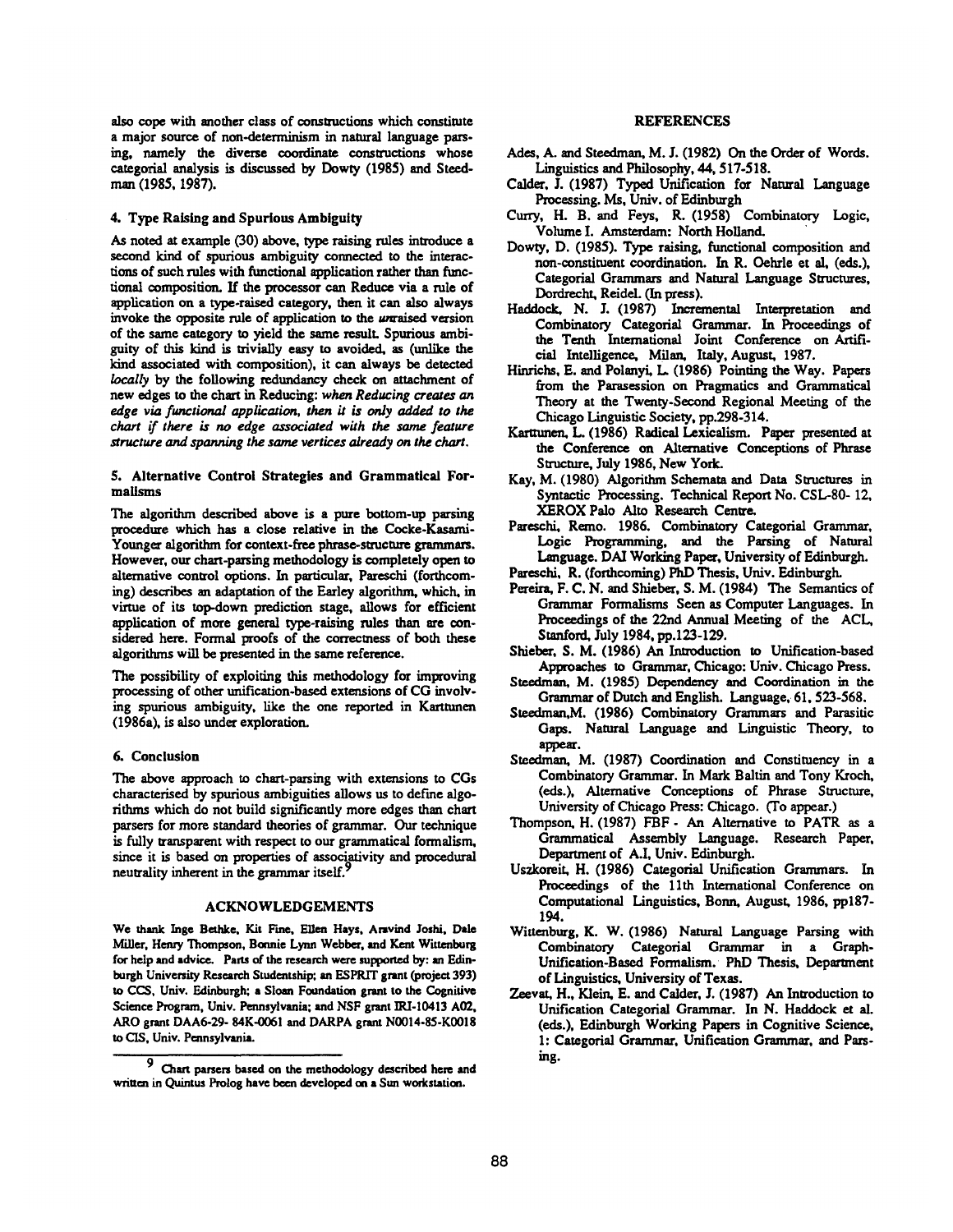also cope with another class of constructions which constitute a major source of non-determinism in natural language parsing, namely the diverse coordinate constructions whose categorial analysis is discussed by Dowty (1985) and Steedman (1985, 1987).

## 4. Type Raising and Spurious Ambiguity

As noted at example (30) above, type raising rules introduce a second kind of spurious ambiguity connected to the interactions of such rules with functional application rather than functional composition. If the processor can Reduce via a rule of application on a type-raised category, then it can also always invoke the opposite rule of application to the *unraised* version of the same category to yield the same result. Spurious ambiguity of this kind is trivially easy to avoided, as (unlike the kind associated with composition), it can always be detected *locally* by the following redundancy check on attachment of new edges to the chart in Reducing: *when Reducing creates an edge via functional application, then it is only added to the chart if there is no edge associated with the same feature structure and spanning the same vertices already on the chart.*

## 5. Alternative Control Strategies and Grammatical Formalisms

The algorithm described above is a pure bottom-up parsing procedure which has a close relative in the Cocke-Kasami-Younger algorithm for context-free phrase-structure grammars. However, our chart-parsing methodology is completely open to alternative control options. In particular, Pareschi (forthcoming) describes an adaptation of the Earley algorithm, which, in virtue of its top-down prediction stage, allows for efficient application of more general type-raising rules than are considered here. Formal proofs of the correctness of both these algorithms will be presented in the same reference.

The possibility of exploiting this methodology for improving processing of other unification-based extensions of CG involving spurious ambiguity, like the one reported in Karttunen (1986a), is also under exploration.

## 6. Conclusion

The above approach to chart-parsing with extensions to CGs characterised by spurious ambiguities allows us to define algorithms which do not build significantly more edges than chart parsers for more standard theories of grammar. Our technique is fully transparent with respect to our grammatical formalism, since it is based on properties of associativity and procedural neutrality inherent in the grammar itself.[9]

## ACKNOWLEDGEMENTS

We thank Inge Bethke, Kit Fine, Ellen Hays, Aravind Joshi, Dale Miller, Henry Thompson, Bonnie Lynn Webber, and Kent Wittenburg for help and advice. Parts of the research were supported by: an Edinburgh University Research Studentship; an ESPRIT grant (project 393) to CCS, Univ. Edinburgh; a Sloan Foundation grant to the Cognitive Science Program, Univ. Pennsylvania; and NSF grant IRI-10413 A02, ARO grant DAA6-29- 84K-0061 and DARPA grant N0014-85-K0018 to CIS, Univ. Pennsylvania.

[9] Chart parsers based on the methodology described here and written in Quintus Prolog have been developed on a Sun workstation.

## REFERENCES

Ades, A. and Steedman, M. J. (1982) On the Order of Words. Linguistics and Philosophy, 44, 517-518.

Calder, J. (1987) Typed Unification for Natural Language Processing. Ms, Univ. of Edinburgh

Curry, H. B. and Feys, R. (1958) Combinatory Logic, Volume I. Amsterdam: North Holland.

Dowty, D. (1985). Type raising, functional composition and non-constituent coordination. In R. Oehrle et al, (eds.), Categorial Grammars and Natural Language Structures, Dordrecht, Reidel. (In press).

Haddock, N. J. (1987) Incremental Interpretation and Combinatory Categorial Grammar. In Proceedings of the Tenth International Joint Conference on Artificial Intelligence, Milan, Italy, August, 1987.

Hinrichs, E. and Polanyi, L. (1986) Pointing the Way. Papers from the Parasession on Pragmatics and Grammatical Theory at the Twenty-Second Regional Meeting of the Chicago Linguistic Society, pp.298-314.

Karttunen, L. (1986) Radical Lexicalism. Paper presented at the Conference on Alternative Conceptions of Phrase Structure, July 1986, New York.

Kay, M. (1980) Algorithm Schemata and Data Structures in Syntactic Processing. Technical Report No. CSL-80- 12, XEROX Palo Alto Research Centre.

Pareschi, Remo. 1986. Combinatory Categorial Grammar, Logic Programming, and the Parsing of Natural Language. DAI Working Paper, University of Edinburgh.

Pareschi, R. (forthcoming) PhD Thesis, Univ. Edinburgh.

Pereira, F. C. N. and Shieber, S. M. (1984) The Semantics of Grammar Formalisms Seen as Computer Languages. In Proceedings of the 22nd Annual Meeting of the ACL, Stanford, July 1984, pp.123-129.

Shieber, S. M. (1986) An Introduction to Unification-based Approaches to Grammar, Chicago: Univ. Chicago Press.

Steedman, M. (1985) Dependency and Coordination in the Grammar of Dutch and English. Language, 61, 523-568.

Steedman, M. (1986) Combinatory Grammars and Parasitic Gaps. Natural Language and Linguistic Theory, to appear.

Steedman, M. (1987) Coordination and Constituency in a Combinatory Grammar. In Mark Baltin and Tony Kroch, (eds.), Alternative Conceptions of Phrase Structure, University of Chicago Press: Chicago. (To appear.)

Thompson, H. (1987) FBF - An Alternative to PATR as a Grammatical Assembly Language. Research Paper, Department of A.I, Univ. Edinburgh.

Uszkoreit, H. (1986) Categorial Unification Grammars. In Proceedings of the 11th International Conference on Computational Linguistics, Bonn, August, 1986, pp187-194.

Wittenburg, K. W. (1986) Natural Language Parsing with Combinatory Categorial Grammar in a Graph-Unification-Based Formalism. PhD Thesis, Department of Linguistics, University of Texas.

Zeevat, H., Klein, E. and Calder, J. (1987) An Introduction to Unification Categorial Grammar. In N. Haddock et al. (eds.), Edinburgh Working Papers in Cognitive Science, 1: Categorial Grammar, Unification Grammar, and Parsing.